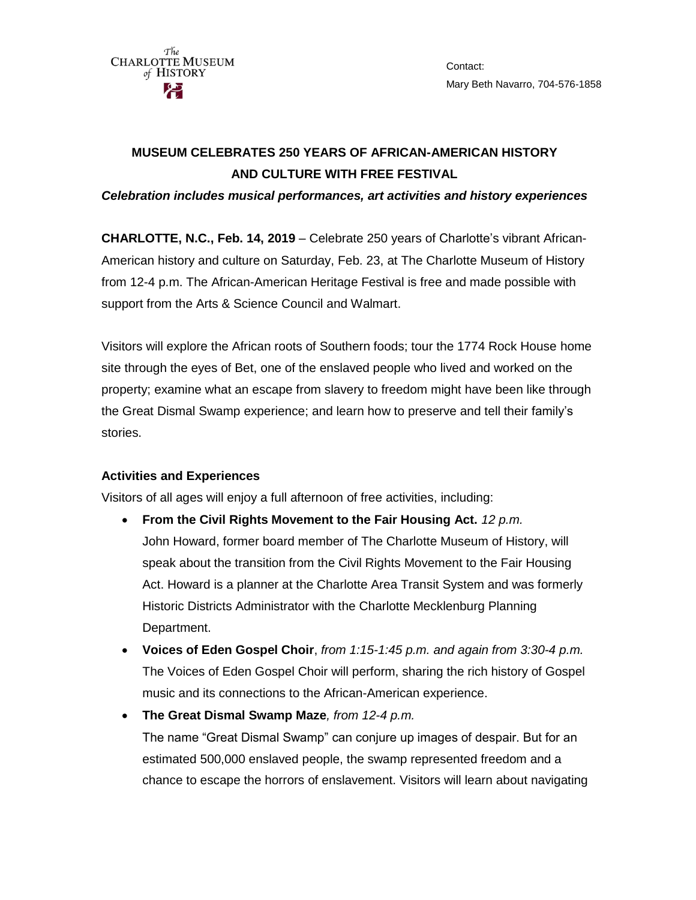The Charlotte Museum of History

Contact:
Mary Beth Navarro, 704-576-1858

# MUSEUM CELEBRATES 250 YEARS OF AFRICAN-AMERICAN HISTORY AND CULTURE WITH FREE FESTIVAL

***Celebration includes musical performances, art activities and history experiences***

**CHARLOTTE, N.C., Feb. 14, 2019** – Celebrate 250 years of Charlotte's vibrant African-American history and culture on Saturday, Feb. 23, at The Charlotte Museum of History from 12-4 p.m. The African-American Heritage Festival is free and made possible with support from the Arts & Science Council and Walmart.

Visitors will explore the African roots of Southern foods; tour the 1774 Rock House home site through the eyes of Bet, one of the enslaved people who lived and worked on the property; examine what an escape from slavery to freedom might have been like through the Great Dismal Swamp experience; and learn how to preserve and tell their family's stories.

## Activities and Experiences

Visitors of all ages will enjoy a full afternoon of free activities, including:

- **From the Civil Rights Movement to the Fair Housing Act.** *12 p.m.*
  John Howard, former board member of The Charlotte Museum of History, will speak about the transition from the Civil Rights Movement to the Fair Housing Act. Howard is a planner at the Charlotte Area Transit System and was formerly Historic Districts Administrator with the Charlotte Mecklenburg Planning Department.
- **Voices of Eden Gospel Choir**, *from 1:15-1:45 p.m. and again from 3:30-4 p.m.*
  The Voices of Eden Gospel Choir will perform, sharing the rich history of Gospel music and its connections to the African-American experience.
- **The Great Dismal Swamp Maze***, from 12-4 p.m.*
  The name "Great Dismal Swamp" can conjure up images of despair. But for an estimated 500,000 enslaved people, the swamp represented freedom and a chance to escape the horrors of enslavement. Visitors will learn about navigating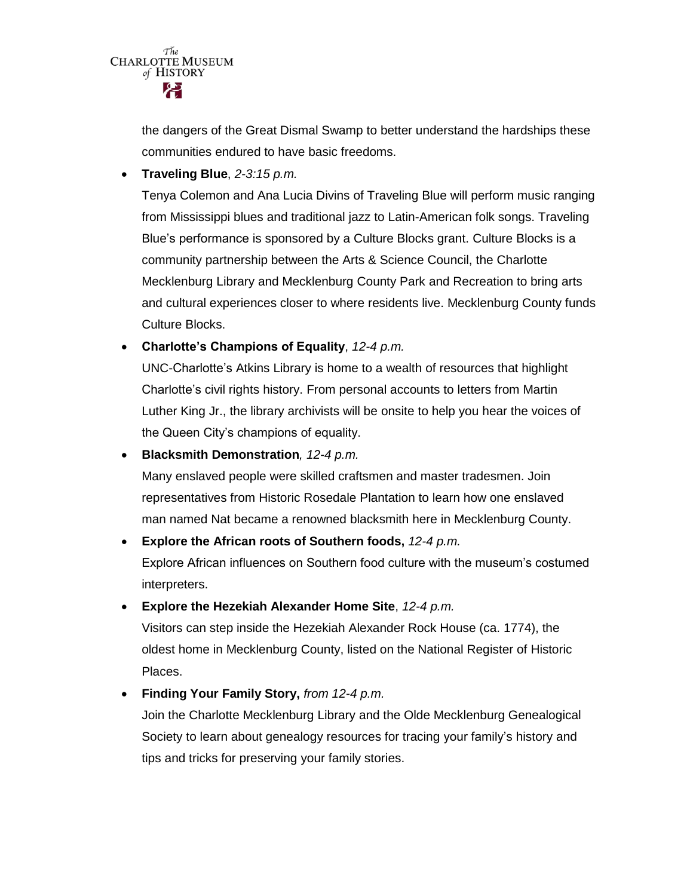the dangers of the Great Dismal Swamp to better understand the hardships these communities endured to have basic freedoms.

- **Traveling Blue**, *2-3:15 p.m.*
  Tenya Colemon and Ana Lucia Divins of Traveling Blue will perform music ranging from Mississippi blues and traditional jazz to Latin-American folk songs. Traveling Blue's performance is sponsored by a Culture Blocks grant. Culture Blocks is a community partnership between the Arts & Science Council, the Charlotte Mecklenburg Library and Mecklenburg County Park and Recreation to bring arts and cultural experiences closer to where residents live. Mecklenburg County funds Culture Blocks.

- **Charlotte's Champions of Equality**, *12-4 p.m.*
  UNC-Charlotte's Atkins Library is home to a wealth of resources that highlight Charlotte's civil rights history. From personal accounts to letters from Martin Luther King Jr., the library archivists will be onsite to help you hear the voices of the Queen City's champions of equality.

- **Blacksmith Demonstration***, 12-4 p.m.*
  Many enslaved people were skilled craftsmen and master tradesmen. Join representatives from Historic Rosedale Plantation to learn how one enslaved man named Nat became a renowned blacksmith here in Mecklenburg County.

- **Explore the African roots of Southern foods,** *12-4 p.m.*
  Explore African influences on Southern food culture with the museum's costumed interpreters.

- **Explore the Hezekiah Alexander Home Site**, *12-4 p.m.*
  Visitors can step inside the Hezekiah Alexander Rock House (ca. 1774), the oldest home in Mecklenburg County, listed on the National Register of Historic Places.

- **Finding Your Family Story,** *from 12-4 p.m.*
  Join the Charlotte Mecklenburg Library and the Olde Mecklenburg Genealogical Society to learn about genealogy resources for tracing your family's history and tips and tricks for preserving your family stories.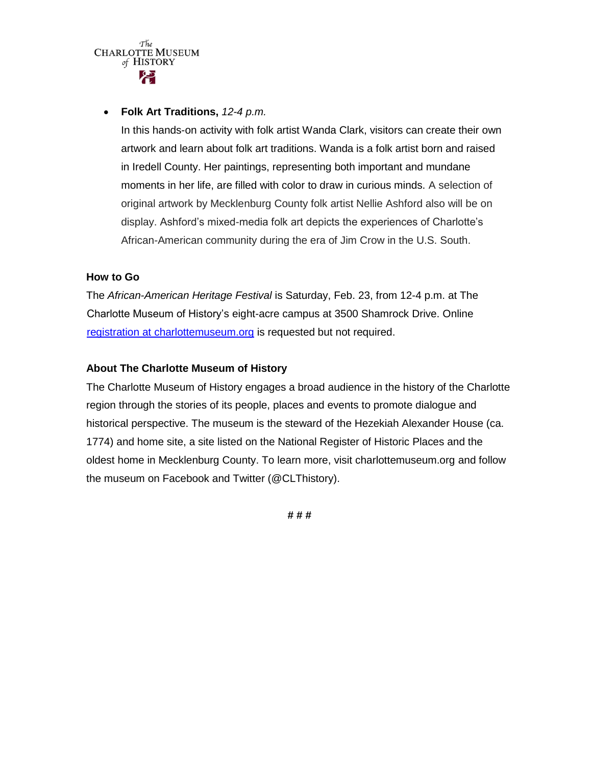- **Folk Art Traditions,** *12-4 p.m.*
  In this hands-on activity with folk artist Wanda Clark, visitors can create their own artwork and learn about folk art traditions. Wanda is a folk artist born and raised in Iredell County. Her paintings, representing both important and mundane moments in her life, are filled with color to draw in curious minds. A selection of original artwork by Mecklenburg County folk artist Nellie Ashford also will be on display. Ashford's mixed-media folk art depicts the experiences of Charlotte's African-American community during the era of Jim Crow in the U.S. South.

**How to Go**

The *African-American Heritage Festival* is Saturday, Feb. 23, from 12-4 p.m. at The Charlotte Museum of History's eight-acre campus at 3500 Shamrock Drive. Online registration at charlottemuseum.org is requested but not required.

**About The Charlotte Museum of History**

The Charlotte Museum of History engages a broad audience in the history of the Charlotte region through the stories of its people, places and events to promote dialogue and historical perspective. The museum is the steward of the Hezekiah Alexander House (ca. 1774) and home site, a site listed on the National Register of Historic Places and the oldest home in Mecklenburg County. To learn more, visit charlottemuseum.org and follow the museum on Facebook and Twitter (@CLThistory).

# # #